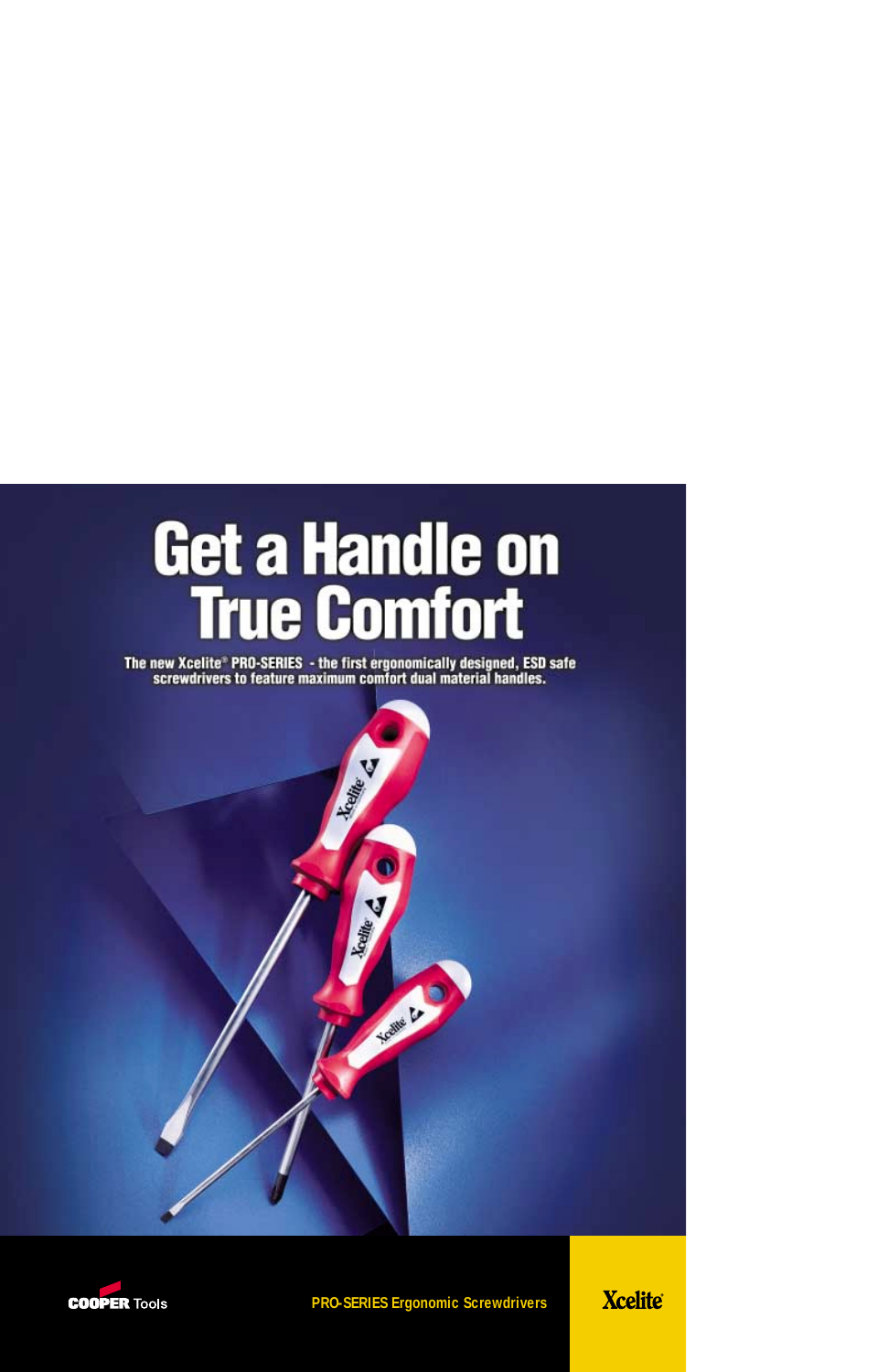# Get a Handle on True Comfort

The new Xcelite® PRO-SERIES - the first ergonomically designed, ESD safe screwdrivers to feature maximum comfort dual material handles.

COOPER Tools

PRO-SERIES Ergonomic Screwdrivers

Xcelite®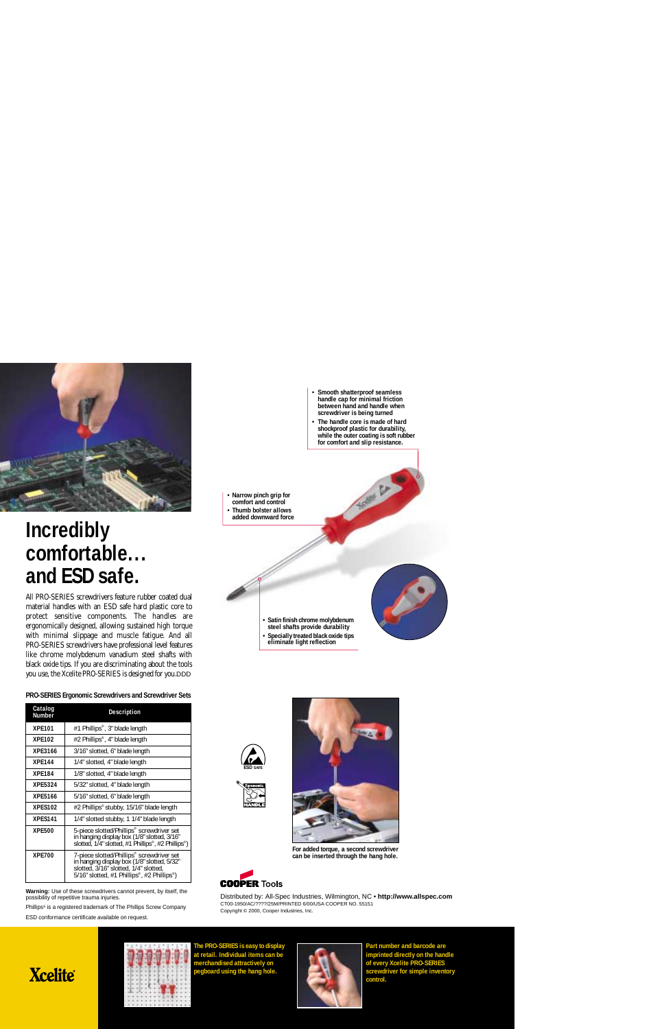# Incredibly comfortable… and ESD safe.

All PRO-SERIES screwdrivers feature rubber coated dual material handles with an ESD safe hard plastic core to protect sensitive components. The handles are ergonomically designed, allowing sustained high torque with minimal slippage and muscle fatigue. And all PRO-SERIES screwdrivers have professional level features like chrome molybdenum vanadium steel shafts with black oxide tips. If you are discriminating about the tools you use, the Xcelite PRO-SERIES is designed for you.

- Smooth shatterproof seamless handle cap for minimal friction between hand and handle when screwdriver is being turned
- The handle core is made of hard shockproof plastic for durability, while the outer coating is soft rubber for comfort and slip resistance.

- Narrow pinch grip for comfort and control
- Thumb bolster allows added downward force

- Satin finish chrome molybdenum steel shafts provide durability
- Specially treated black oxide tips eliminate light reflection

**PRO-SERIES Ergonomic Screwdrivers and Screwdriver Sets**

| Catalog Number | Description |
|---|---|
| XPE101 | #1 Phillips®, 3" blade length |
| XPE102 | #2 Phillips®, 4" blade length |
| XPE3166 | 3/16" slotted, 6" blade length |
| XPE144 | 1/4" slotted, 4" blade length |
| XPE184 | 1/8" slotted, 4" blade length |
| XPE5324 | 5/32" slotted, 4" blade length |
| XPE5166 | 5/16" slotted, 6" blade length |
| XPES102 | #2 Phillips® stubby, 15/16" blade length |
| XPES141 | 1/4" slotted stubby, 1 1/4" blade length |
| XPE500 | 5-piece slotted/Phillips® screwdriver set in hanging display box (1/8" slotted, 3/16" slotted, 1/4" slotted, #1 Phillips®, #2 Phillips®) |
| XPE700 | 7-piece slotted/Phillips® screwdriver set in hanging display box (1/8" slotted, 5/32" slotted, 3/16" slotted, 1/4" slotted, 5/16" slotted, #1 Phillips®, #2 Phillips®) |

**Warning:** Use of these screwdrivers cannot prevent, by itself, the possibility of repetitive trauma injuries.

Phillips® is a registered trademark of The Phillips Screw Company

ESD conformance certificate available on request.

ESD SAFE

Ergonomic HANDLE

For added torque, a second screwdriver can be inserted through the hang hole.

COOPER Tools

Distributed by: All-Spec Industries, Wilmington, NC • **http://www.allspec.com**

CT00-1950/AC/????/25M/PRINTED 6/00/USA COOPER NO. 55151
Copyright © 2000, Cooper Industries, Inc.

Xcelite®

The PRO-SERIES is easy to display at retail. Individual items can be merchandised attractively on pegboard using the hang hole.

Part number and barcode are imprinted directly on the handle of every Xcelite PRO-SERIES screwdriver for simple inventory control.